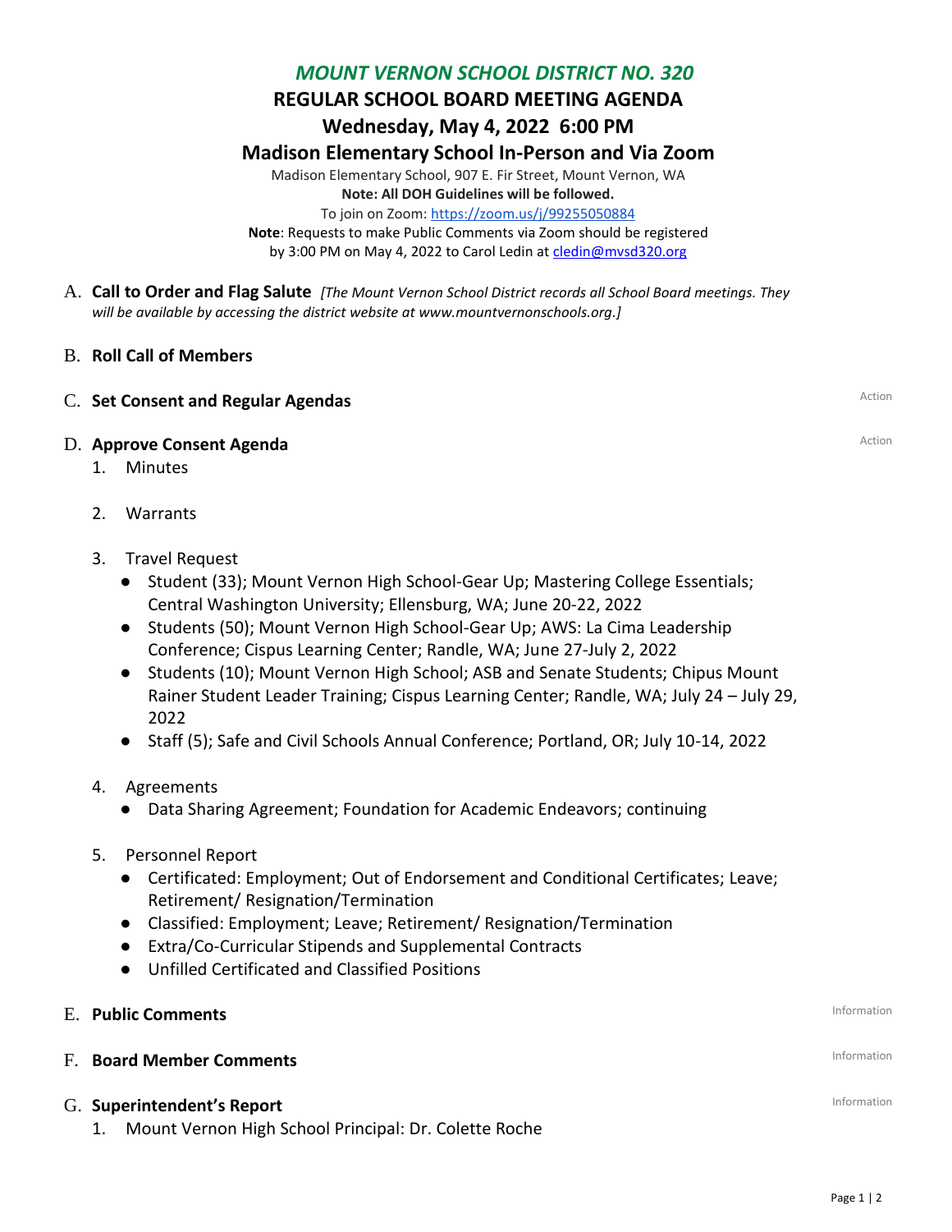# *MOUNT VERNON SCHOOL DISTRICT NO. 320*

## REGULAR SCHOOL BOARD MEETING AGENDA

## Wednesday, May 4, 2022 6:00 PM

## Madison Elementary School In-Person and Via Zoom

Madison Elementary School, 907 E. Fir Street, Mount Vernon, WA

**Note: All DOH Guidelines will be followed.**

To join on Zoom: https://zoom.us/j/99255050884

**Note**: Requests to make Public Comments via Zoom should be registered by 3:00 PM on May 4, 2022 to Carol Ledin at cledin@mvsd320.org

A. **Call to Order and Flag Salute** *[The Mount Vernon School District records all School Board meetings. They will be available by accessing the district website at www.mountvernonschools.org.]*

B. **Roll Call of Members**

C. **Set Consent and Regular Agendas** — Action

D. **Approve Consent Agenda** — Action

1. Minutes
2. Warrants
3. Travel Request
   - Student (33); Mount Vernon High School-Gear Up; Mastering College Essentials; Central Washington University; Ellensburg, WA; June 20-22, 2022
   - Students (50); Mount Vernon High School-Gear Up; AWS: La Cima Leadership Conference; Cispus Learning Center; Randle, WA; June 27-July 2, 2022
   - Students (10); Mount Vernon High School; ASB and Senate Students; Chipus Mount Rainer Student Leader Training; Cispus Learning Center; Randle, WA; July 24 – July 29, 2022
   - Staff (5); Safe and Civil Schools Annual Conference; Portland, OR; July 10-14, 2022
4. Agreements
   - Data Sharing Agreement; Foundation for Academic Endeavors; continuing
5. Personnel Report
   - Certificated: Employment; Out of Endorsement and Conditional Certificates; Leave; Retirement/ Resignation/Termination
   - Classified: Employment; Leave; Retirement/ Resignation/Termination
   - Extra/Co-Curricular Stipends and Supplemental Contracts
   - Unfilled Certificated and Classified Positions

E. **Public Comments** — Information

F. **Board Member Comments** — Information

G. **Superintendent's Report** — Information

1. Mount Vernon High School Principal: Dr. Colette Roche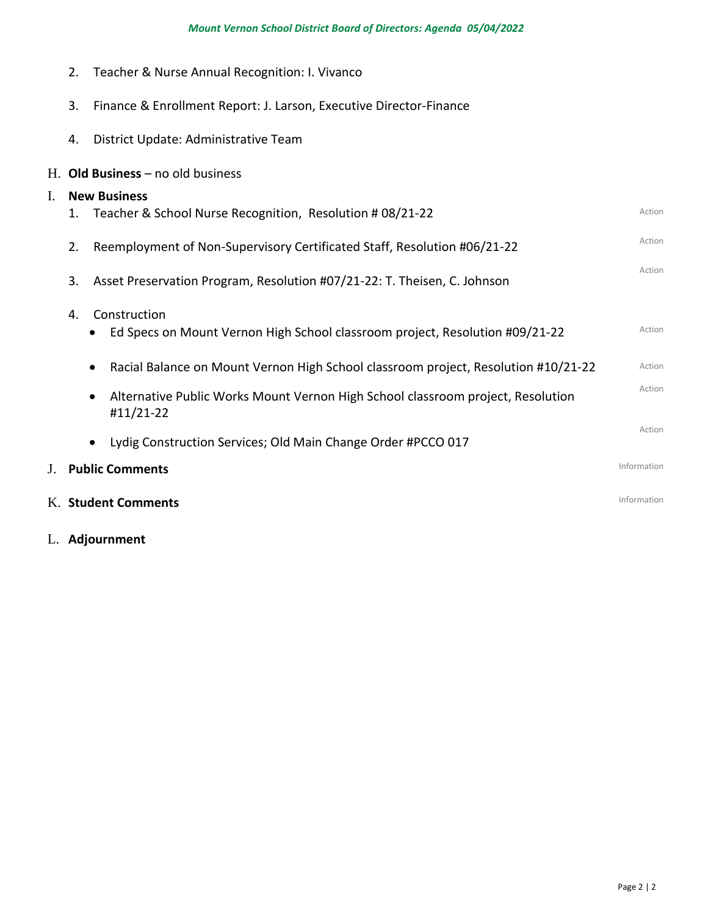2. Teacher & Nurse Annual Recognition: I. Vivanco

3. Finance & Enrollment Report: J. Larson, Executive Director-Finance

4. District Update: Administrative Team

H. **Old Business** – no old business

I. **New Business**

1. Teacher & School Nurse Recognition, Resolution # 08/21-22 — Action

2. Reemployment of Non-Supervisory Certificated Staff, Resolution #06/21-22 — Action

3. Asset Preservation Program, Resolution #07/21-22: T. Theisen, C. Johnson — Action

4. Construction
   - Ed Specs on Mount Vernon High School classroom project, Resolution #09/21-22 — Action
   - Racial Balance on Mount Vernon High School classroom project, Resolution #10/21-22 — Action
   - Alternative Public Works Mount Vernon High School classroom project, Resolution #11/21-22 — Action
   - Lydig Construction Services; Old Main Change Order #PCCO 017 — Action

J. **Public Comments** — Information

K. **Student Comments** — Information

L. **Adjournment**